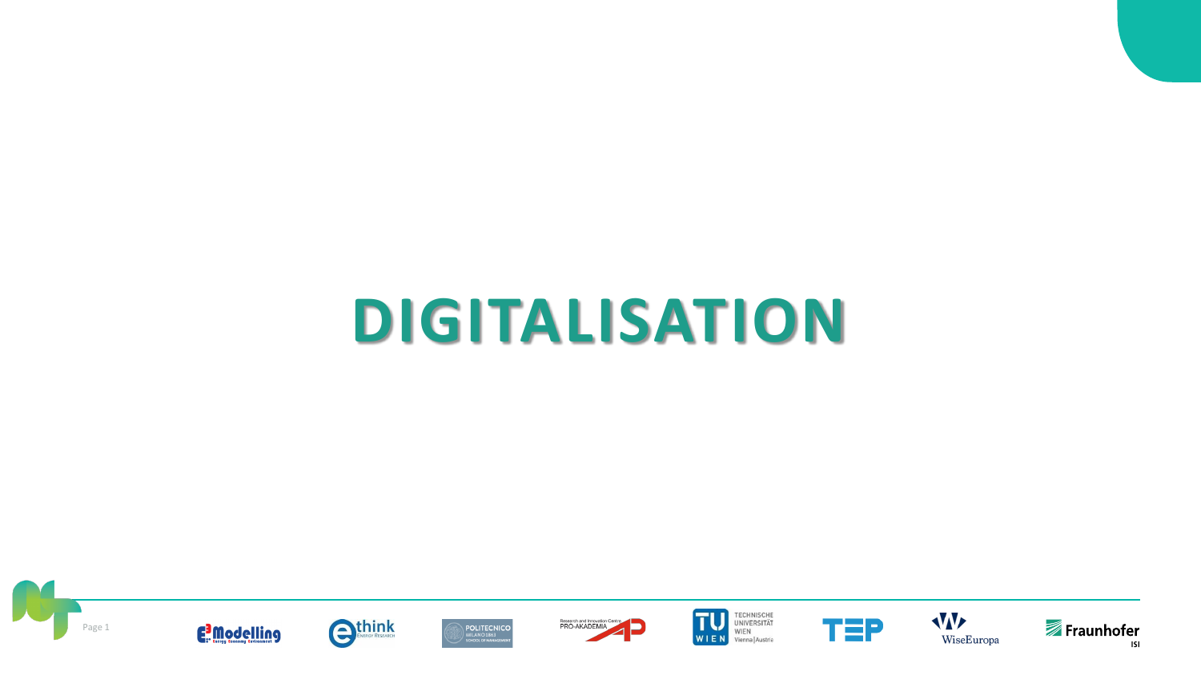# DIGITALISATION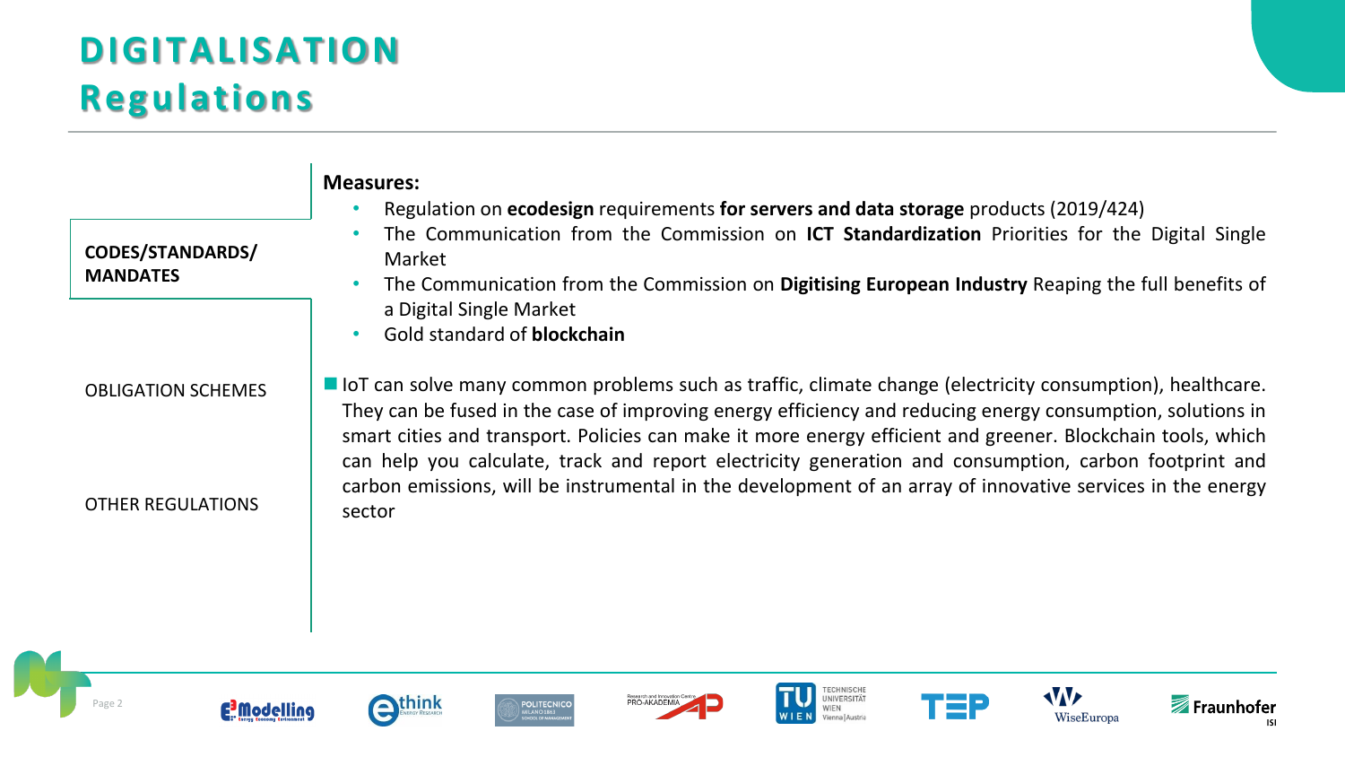# DIGITALISATION
# Regulations

**CODES/STANDARDS/ MANDATES**

OBLIGATION SCHEMES

OTHER REGULATIONS

**Measures:**

- Regulation on **ecodesign** requirements **for servers and data storage** products (2019/424)
- The Communication from the Commission on **ICT Standardization** Priorities for the Digital Single Market
- The Communication from the Commission on **Digitising European Industry** Reaping the full benefits of a Digital Single Market
- Gold standard of **blockchain**

- IoT can solve many common problems such as traffic, climate change (electricity consumption), healthcare. They can be fused in the case of improving energy efficiency and reducing energy consumption, solutions in smart cities and transport. Policies can make it more energy efficient and greener. Blockchain tools, which can help you calculate, track and report electricity generation and consumption, carbon footprint and carbon emissions, will be instrumental in the development of an array of innovative services in the energy sector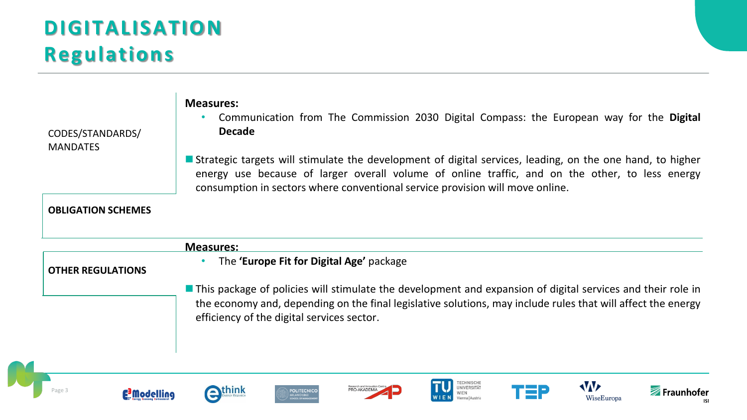# DIGITALISATION
## Regulations

### CODES/STANDARDS/ MANDATES

**Measures:**

- Communication from The Commission 2030 Digital Compass: the European way for the **Digital Decade**

■ Strategic targets will stimulate the development of digital services, leading, on the one hand, to higher energy use because of larger overall volume of online traffic, and on the other, to less energy consumption in sectors where conventional service provision will move online.

### OBLIGATION SCHEMES

### OTHER REGULATIONS

**Measures:**

- The **'Europe Fit for Digital Age'** package

■ This package of policies will stimulate the development and expansion of digital services and their role in the economy and, depending on the final legislative solutions, may include rules that will affect the energy efficiency of the digital services sector.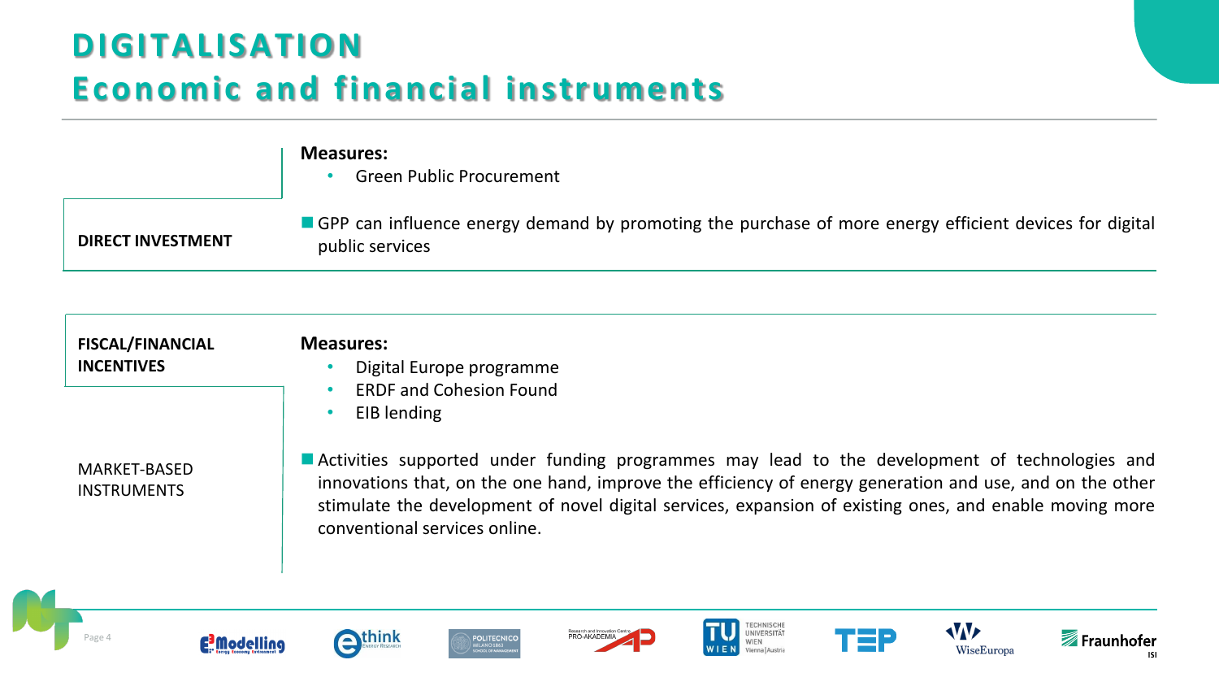# DIGITALISATION
## Economic and financial instruments

**DIRECT INVESTMENT**

**Measures:**
- Green Public Procurement

- GPP can influence energy demand by promoting the purchase of more energy efficient devices for digital public services

**FISCAL/FINANCIAL INCENTIVES**

MARKET-BASED INSTRUMENTS

**Measures:**
- Digital Europe programme
- ERDF and Cohesion Found
- EIB lending

- Activities supported under funding programmes may lead to the development of technologies and innovations that, on the one hand, improve the efficiency of energy generation and use, and on the other stimulate the development of novel digital services, expansion of existing ones, and enable moving more conventional services online.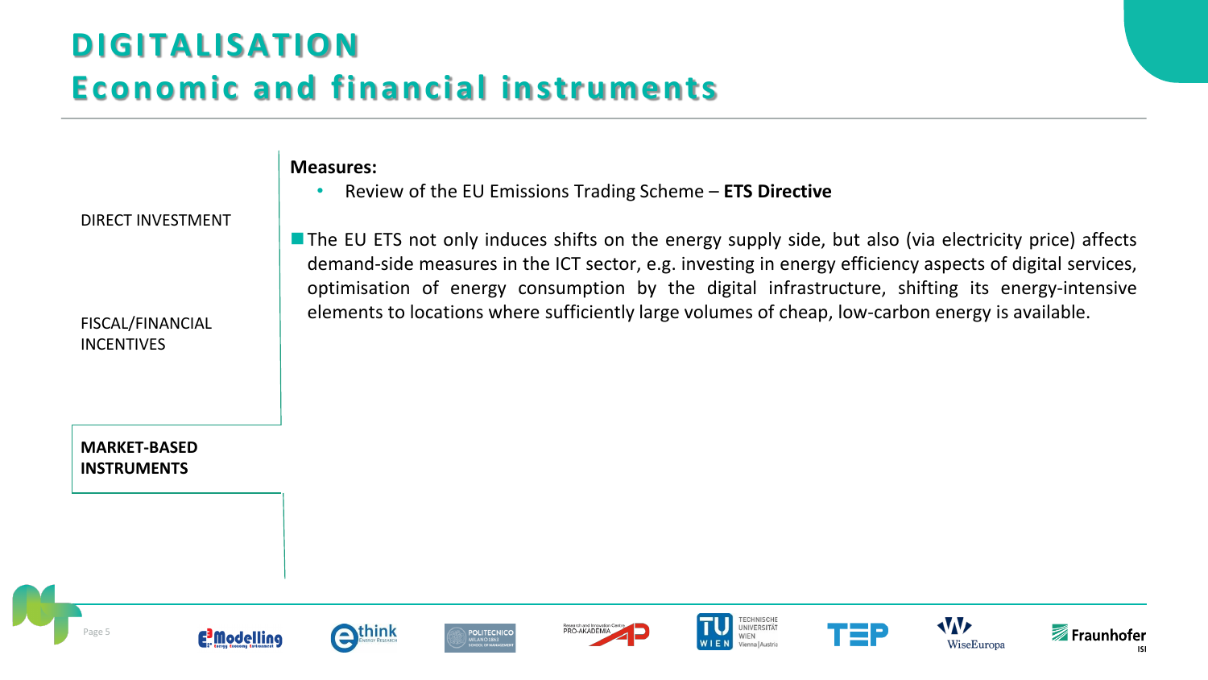# DIGITALISATION
## Economic and financial instruments

DIRECT INVESTMENT

FISCAL/FINANCIAL INCENTIVES

**MARKET-BASED INSTRUMENTS**

**Measures:**

- Review of the EU Emissions Trading Scheme – **ETS Directive**

- The EU ETS not only induces shifts on the energy supply side, but also (via electricity price) affects demand-side measures in the ICT sector, e.g. investing in energy efficiency aspects of digital services, optimisation of energy consumption by the digital infrastructure, shifting its energy-intensive elements to locations where sufficiently large volumes of cheap, low-carbon energy is available.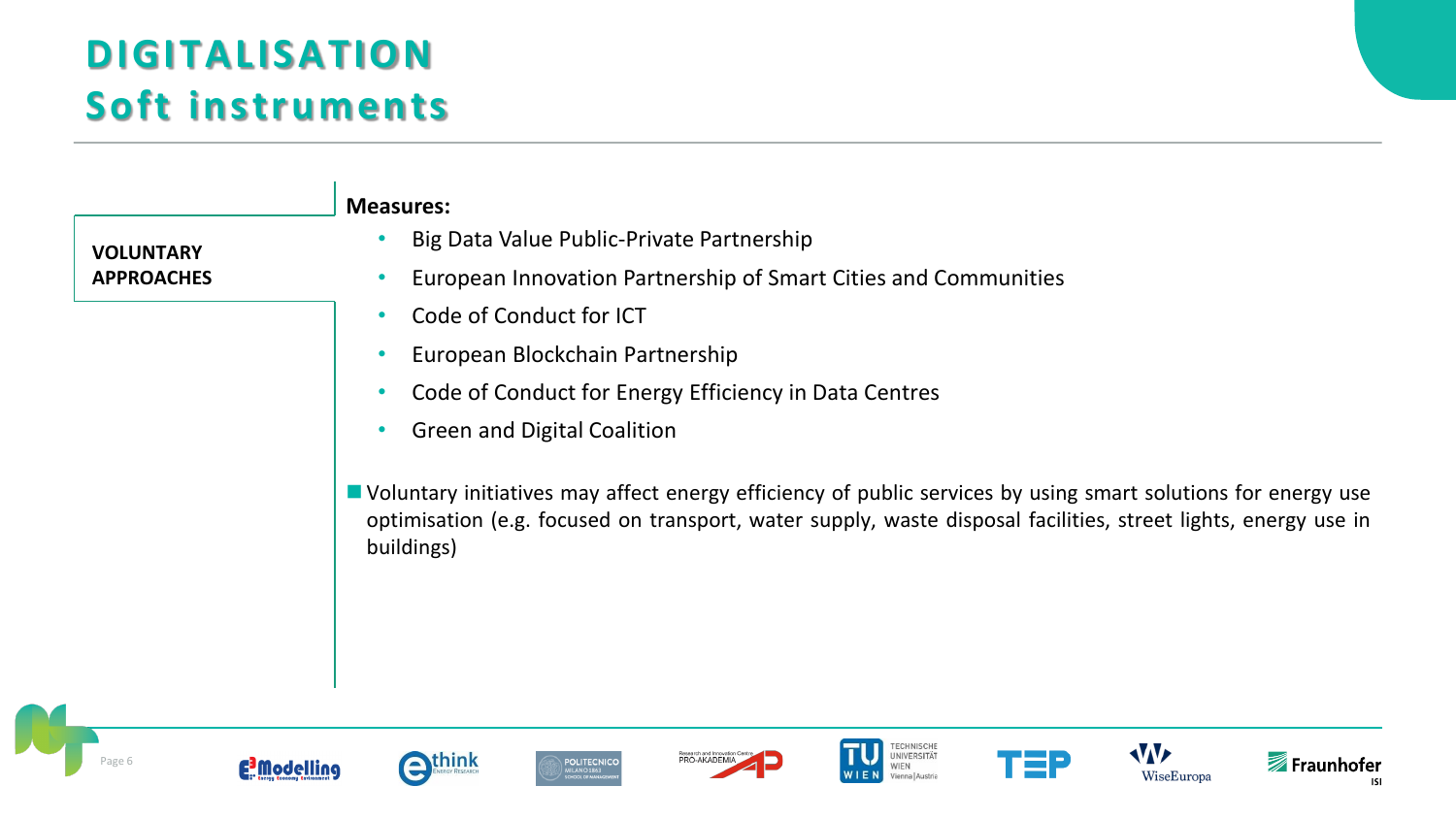# DIGITALISATION
## Soft instruments

**VOLUNTARY APPROACHES**

**Measures:**

- Big Data Value Public-Private Partnership
- European Innovation Partnership of Smart Cities and Communities
- Code of Conduct for ICT
- European Blockchain Partnership
- Code of Conduct for Energy Efficiency in Data Centres
- Green and Digital Coalition

- Voluntary initiatives may affect energy efficiency of public services by using smart solutions for energy use optimisation (e.g. focused on transport, water supply, waste disposal facilities, street lights, energy use in buildings)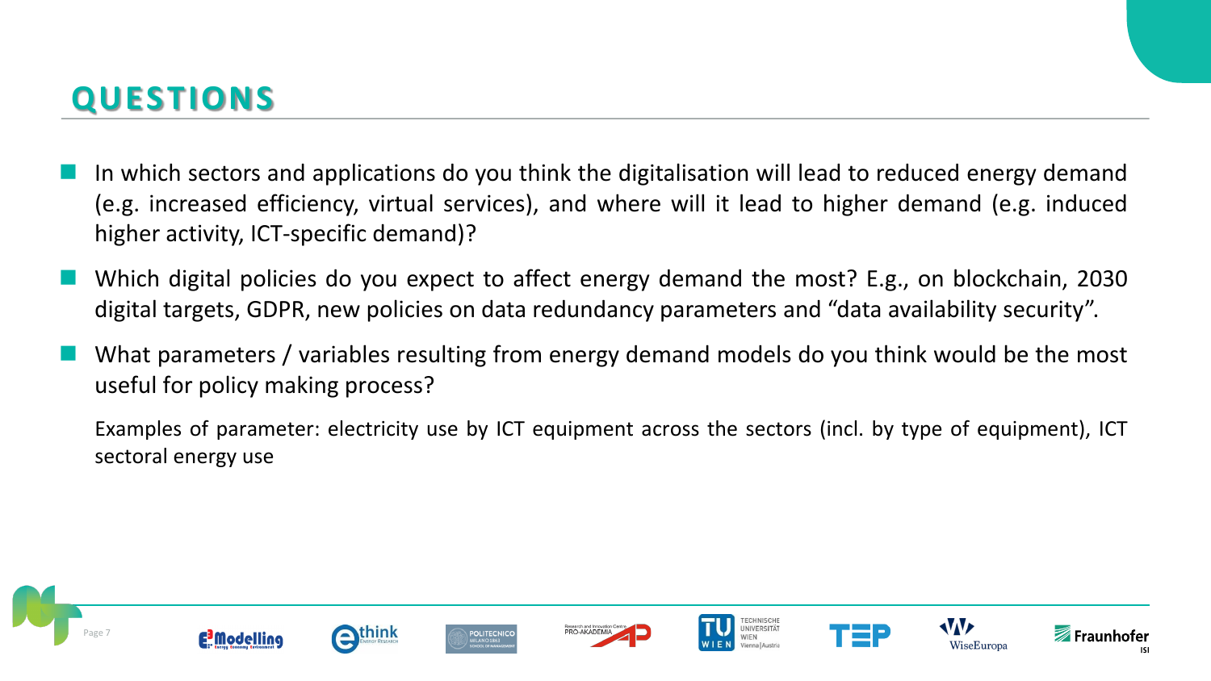## QUESTIONS

- In which sectors and applications do you think the digitalisation will lead to reduced energy demand (e.g. increased efficiency, virtual services), and where will it lead to higher demand (e.g. induced higher activity, ICT-specific demand)?
- Which digital policies do you expect to affect energy demand the most? E.g., on blockchain, 2030 digital targets, GDPR, new policies on data redundancy parameters and "data availability security".
- What parameters / variables resulting from energy demand models do you think would be the most useful for policy making process?

  Examples of parameter: electricity use by ICT equipment across the sectors (incl. by type of equipment), ICT sectoral energy use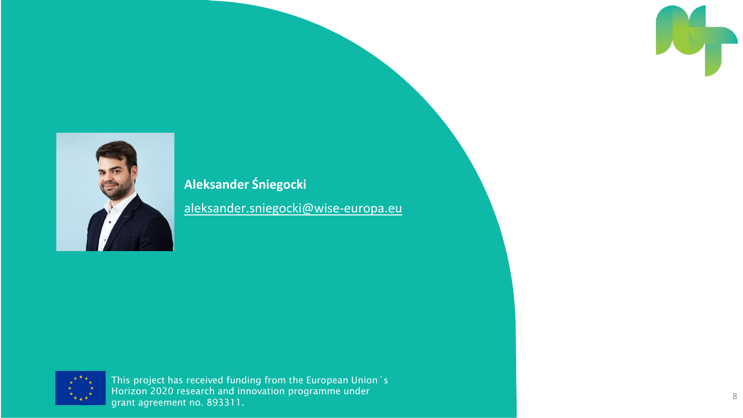**Aleksander Śniegocki**

aleksander.sniegocki@wise-europa.eu

This project has received funding from the European Union´s Horizon 2020 research and innovation programme under grant agreement no. 893311.